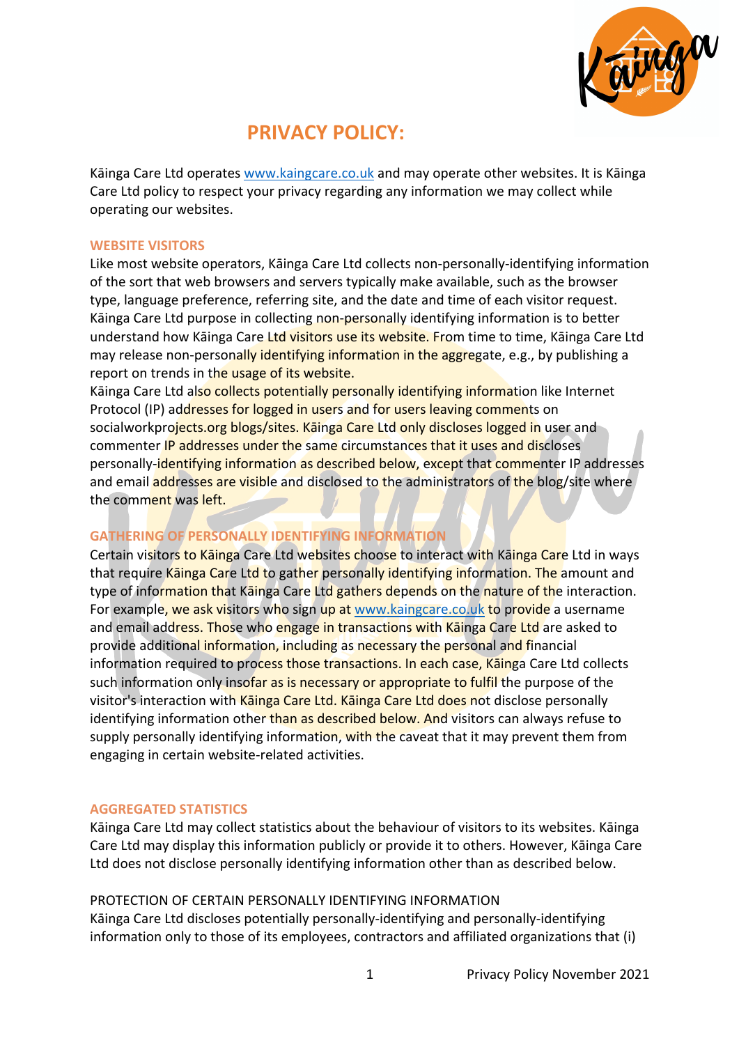# PRIVACY POLICY:

Kāinga Care Ltd operates www.kaingcare.co.uk and may operate other websites. It is Kāinga Care Ltd policy to respect your privacy regarding any information we may collect while operating our websites.

## WEBSITE VISITORS

Like most website operators, Kāinga Care Ltd collects non-personally-identifying information of the sort that web browsers and servers typically make available, such as the browser type, language preference, referring site, and the date and time of each visitor request. Kāinga Care Ltd purpose in collecting non-personally identifying information is to better understand how Kāinga Care Ltd visitors use its website. From time to time, Kāinga Care Ltd may release non-personally identifying information in the aggregate, e.g., by publishing a report on trends in the usage of its website.

Kāinga Care Ltd also collects potentially personally identifying information like Internet Protocol (IP) addresses for logged in users and for users leaving comments on socialworkprojects.org blogs/sites. Kāinga Care Ltd only discloses logged in user and commenter IP addresses under the same circumstances that it uses and discloses personally-identifying information as described below, except that commenter IP addresses and email addresses are visible and disclosed to the administrators of the blog/site where the comment was left.

## GATHERING OF PERSONALLY IDENTIFYING INFORMATION

Certain visitors to Kāinga Care Ltd websites choose to interact with Kāinga Care Ltd in ways that require Kāinga Care Ltd to gather personally identifying information. The amount and type of information that Kāinga Care Ltd gathers depends on the nature of the interaction. For example, we ask visitors who sign up at www.kaingcare.co.uk to provide a username and email address. Those who engage in transactions with Kāinga Care Ltd are asked to provide additional information, including as necessary the personal and financial information required to process those transactions. In each case, Kāinga Care Ltd collects such information only insofar as is necessary or appropriate to fulfil the purpose of the visitor's interaction with Kāinga Care Ltd. Kāinga Care Ltd does not disclose personally identifying information other than as described below. And visitors can always refuse to supply personally identifying information, with the caveat that it may prevent them from engaging in certain website-related activities.

## AGGREGATED STATISTICS

Kāinga Care Ltd may collect statistics about the behaviour of visitors to its websites. Kāinga Care Ltd may display this information publicly or provide it to others. However, Kāinga Care Ltd does not disclose personally identifying information other than as described below.

PROTECTION OF CERTAIN PERSONALLY IDENTIFYING INFORMATION

Kāinga Care Ltd discloses potentially personally-identifying and personally-identifying information only to those of its employees, contractors and affiliated organizations that (i)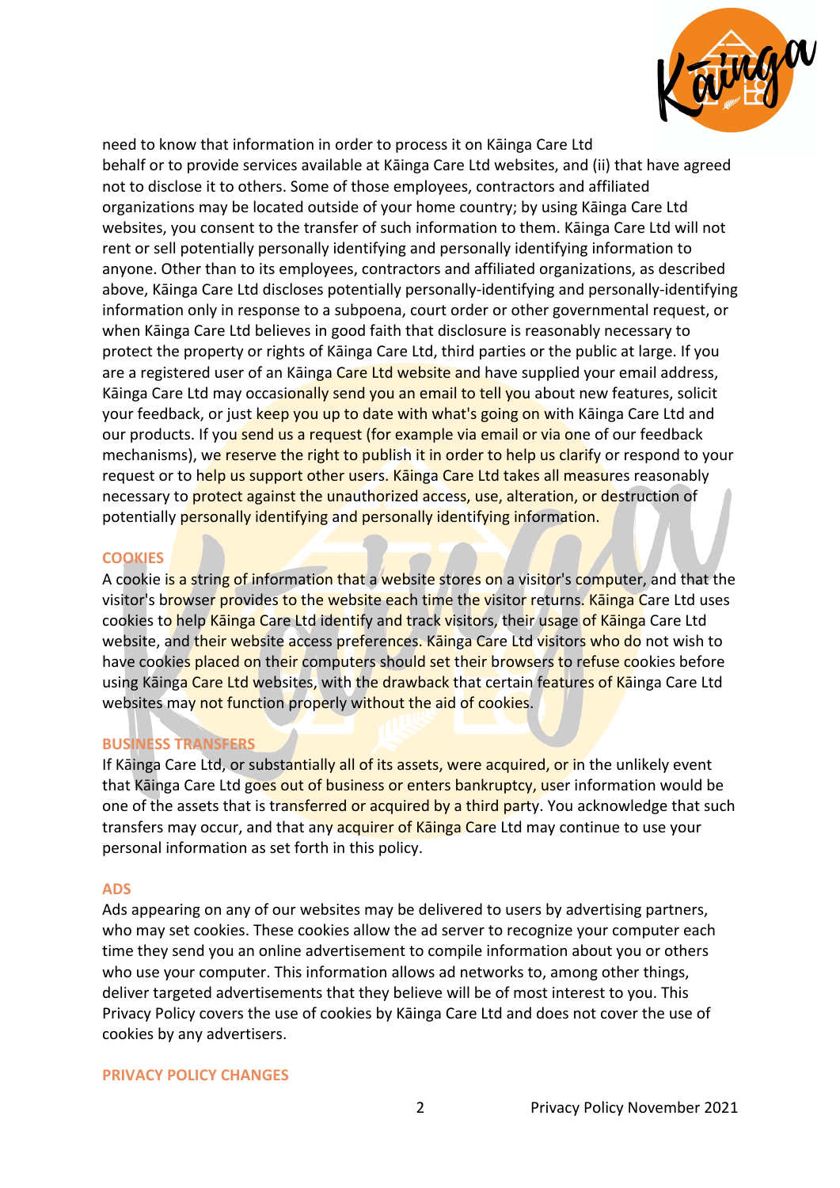need to know that information in order to process it on Kāinga Care Ltd behalf or to provide services available at Kāinga Care Ltd websites, and (ii) that have agreed not to disclose it to others. Some of those employees, contractors and affiliated organizations may be located outside of your home country; by using Kāinga Care Ltd websites, you consent to the transfer of such information to them. Kāinga Care Ltd will not rent or sell potentially personally identifying and personally identifying information to anyone. Other than to its employees, contractors and affiliated organizations, as described above, Kāinga Care Ltd discloses potentially personally-identifying and personally-identifying information only in response to a subpoena, court order or other governmental request, or when Kāinga Care Ltd believes in good faith that disclosure is reasonably necessary to protect the property or rights of Kāinga Care Ltd, third parties or the public at large. If you are a registered user of an Kāinga Care Ltd website and have supplied your email address, Kāinga Care Ltd may occasionally send you an email to tell you about new features, solicit your feedback, or just keep you up to date with what's going on with Kāinga Care Ltd and our products. If you send us a request (for example via email or via one of our feedback mechanisms), we reserve the right to publish it in order to help us clarify or respond to your request or to help us support other users. Kāinga Care Ltd takes all measures reasonably necessary to protect against the unauthorized access, use, alteration, or destruction of potentially personally identifying and personally identifying information.

## COOKIES

A cookie is a string of information that a website stores on a visitor's computer, and that the visitor's browser provides to the website each time the visitor returns. Kāinga Care Ltd uses cookies to help Kāinga Care Ltd identify and track visitors, their usage of Kāinga Care Ltd website, and their website access preferences. Kāinga Care Ltd visitors who do not wish to have cookies placed on their computers should set their browsers to refuse cookies before using Kāinga Care Ltd websites, with the drawback that certain features of Kāinga Care Ltd websites may not function properly without the aid of cookies.

## BUSINESS TRANSFERS

If Kāinga Care Ltd, or substantially all of its assets, were acquired, or in the unlikely event that Kāinga Care Ltd goes out of business or enters bankruptcy, user information would be one of the assets that is transferred or acquired by a third party. You acknowledge that such transfers may occur, and that any acquirer of Kāinga Care Ltd may continue to use your personal information as set forth in this policy.

## ADS

Ads appearing on any of our websites may be delivered to users by advertising partners, who may set cookies. These cookies allow the ad server to recognize your computer each time they send you an online advertisement to compile information about you or others who use your computer. This information allows ad networks to, among other things, deliver targeted advertisements that they believe will be of most interest to you. This Privacy Policy covers the use of cookies by Kāinga Care Ltd and does not cover the use of cookies by any advertisers.

## PRIVACY POLICY CHANGES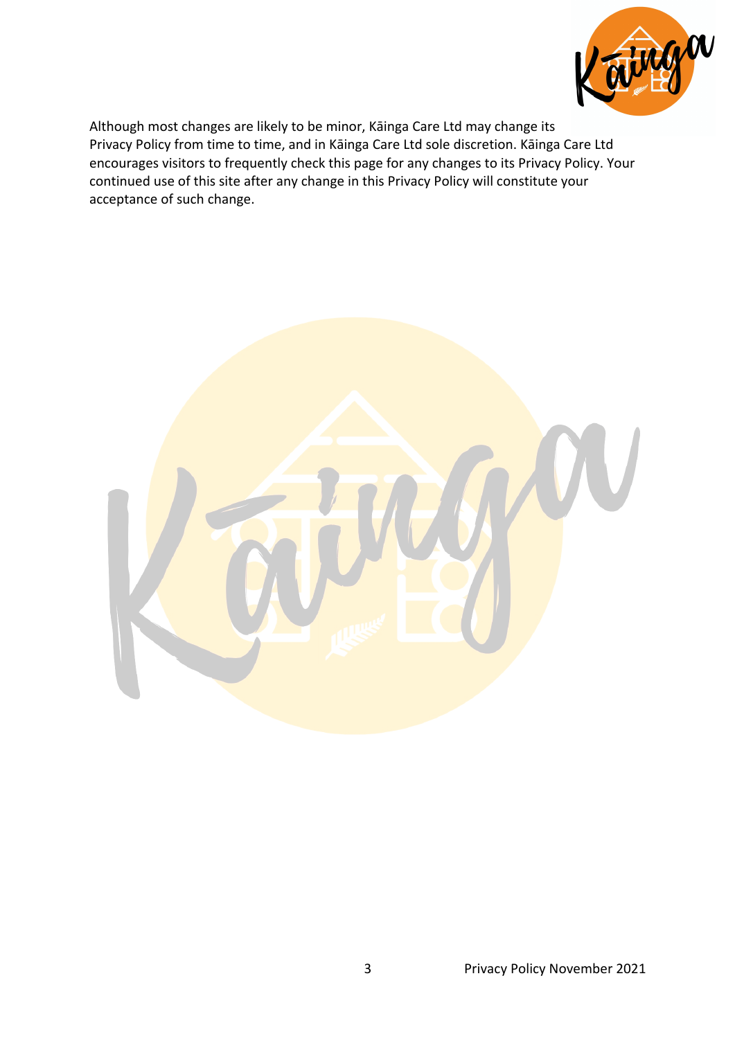Although most changes are likely to be minor, Kāinga Care Ltd may change its Privacy Policy from time to time, and in Kāinga Care Ltd sole discretion. Kāinga Care Ltd encourages visitors to frequently check this page for any changes to its Privacy Policy. Your continued use of this site after any change in this Privacy Policy will constitute your acceptance of such change.